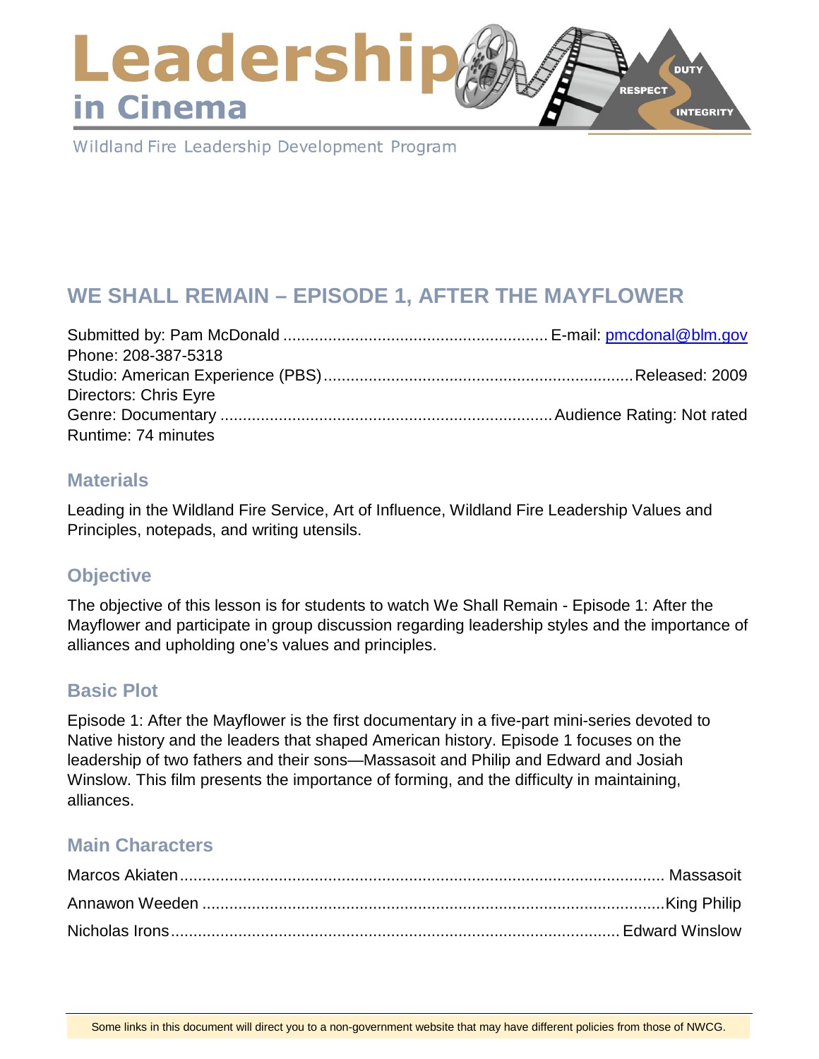# Leadership in Cinema

Wildland Fire Leadership Development Program

## WE SHALL REMAIN – EPISODE 1, AFTER THE MAYFLOWER

Submitted by: Pam McDonald .......... E-mail: pmcdonal@blm.gov
Phone: 208-387-5318
Studio: American Experience (PBS) .......... Released: 2009
Directors: Chris Eyre
Genre: Documentary .......... Audience Rating: Not rated
Runtime: 74 minutes

### Materials

Leading in the Wildland Fire Service, Art of Influence, Wildland Fire Leadership Values and Principles, notepads, and writing utensils.

### Objective

The objective of this lesson is for students to watch We Shall Remain - Episode 1: After the Mayflower and participate in group discussion regarding leadership styles and the importance of alliances and upholding one's values and principles.

### Basic Plot

Episode 1: After the Mayflower is the first documentary in a five-part mini-series devoted to Native history and the leaders that shaped American history. Episode 1 focuses on the leadership of two fathers and their sons—Massasoit and Philip and Edward and Josiah Winslow. This film presents the importance of forming, and the difficulty in maintaining, alliances.

### Main Characters

Marcos Akiaten .......... Massasoit
Annawon Weeden .......... King Philip
Nicholas Irons .......... Edward Winslow

Some links in this document will direct you to a non-government website that may have different policies from those of NWCG.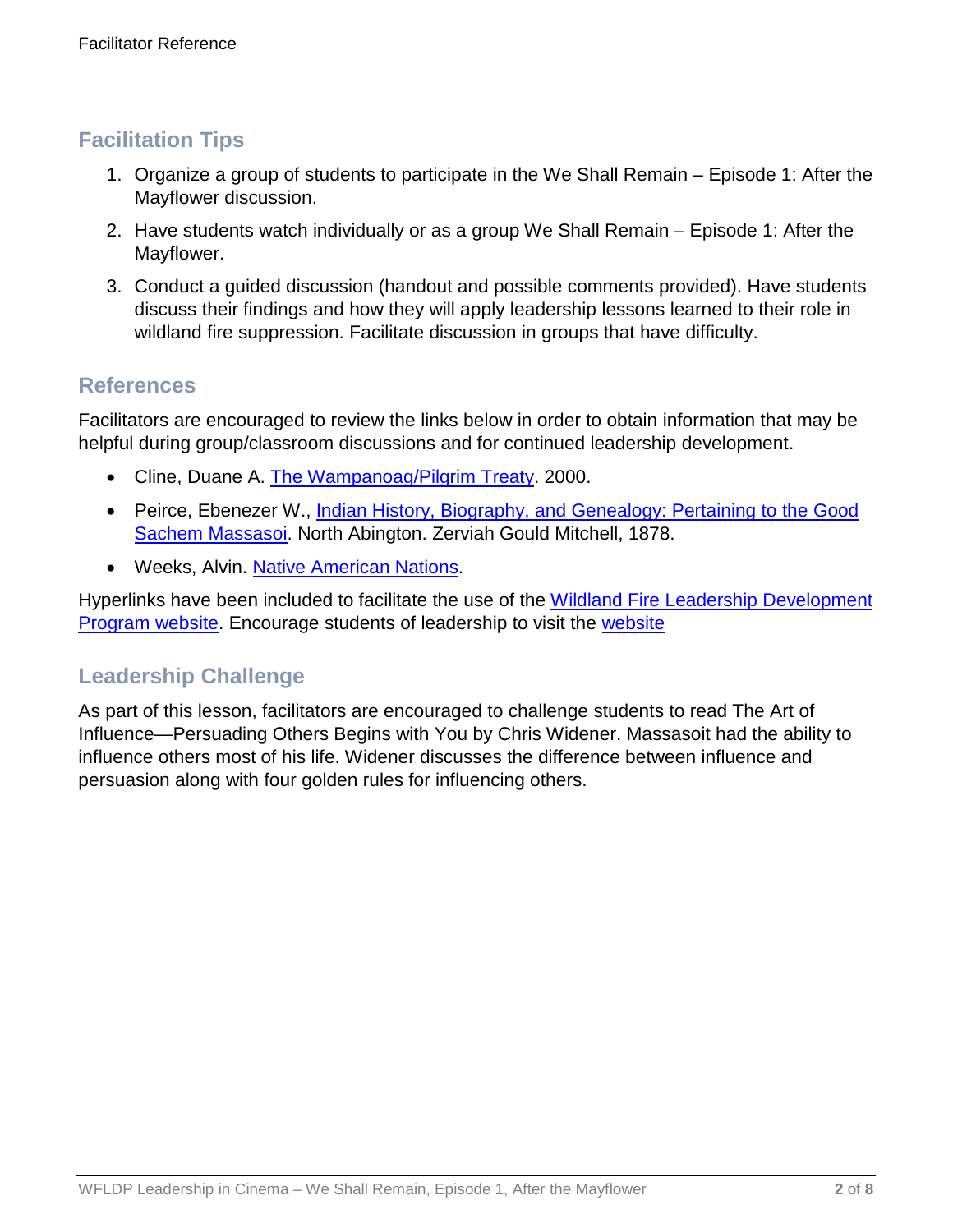## Facilitation Tips

1. Organize a group of students to participate in the We Shall Remain – Episode 1: After the Mayflower discussion.
2. Have students watch individually or as a group We Shall Remain – Episode 1: After the Mayflower.
3. Conduct a guided discussion (handout and possible comments provided). Have students discuss their findings and how they will apply leadership lessons learned to their role in wildland fire suppression. Facilitate discussion in groups that have difficulty.

## References

Facilitators are encouraged to review the links below in order to obtain information that may be helpful during group/classroom discussions and for continued leadership development.

- Cline, Duane A. The Wampanoag/Pilgrim Treaty. 2000.
- Peirce, Ebenezer W., Indian History, Biography, and Genealogy: Pertaining to the Good Sachem Massasoi. North Abington. Zerviah Gould Mitchell, 1878.
- Weeks, Alvin. Native American Nations.

Hyperlinks have been included to facilitate the use of the Wildland Fire Leadership Development Program website. Encourage students of leadership to visit the website

## Leadership Challenge

As part of this lesson, facilitators are encouraged to challenge students to read The Art of Influence—Persuading Others Begins with You by Chris Widener. Massasoit had the ability to influence others most of his life. Widener discusses the difference between influence and persuasion along with four golden rules for influencing others.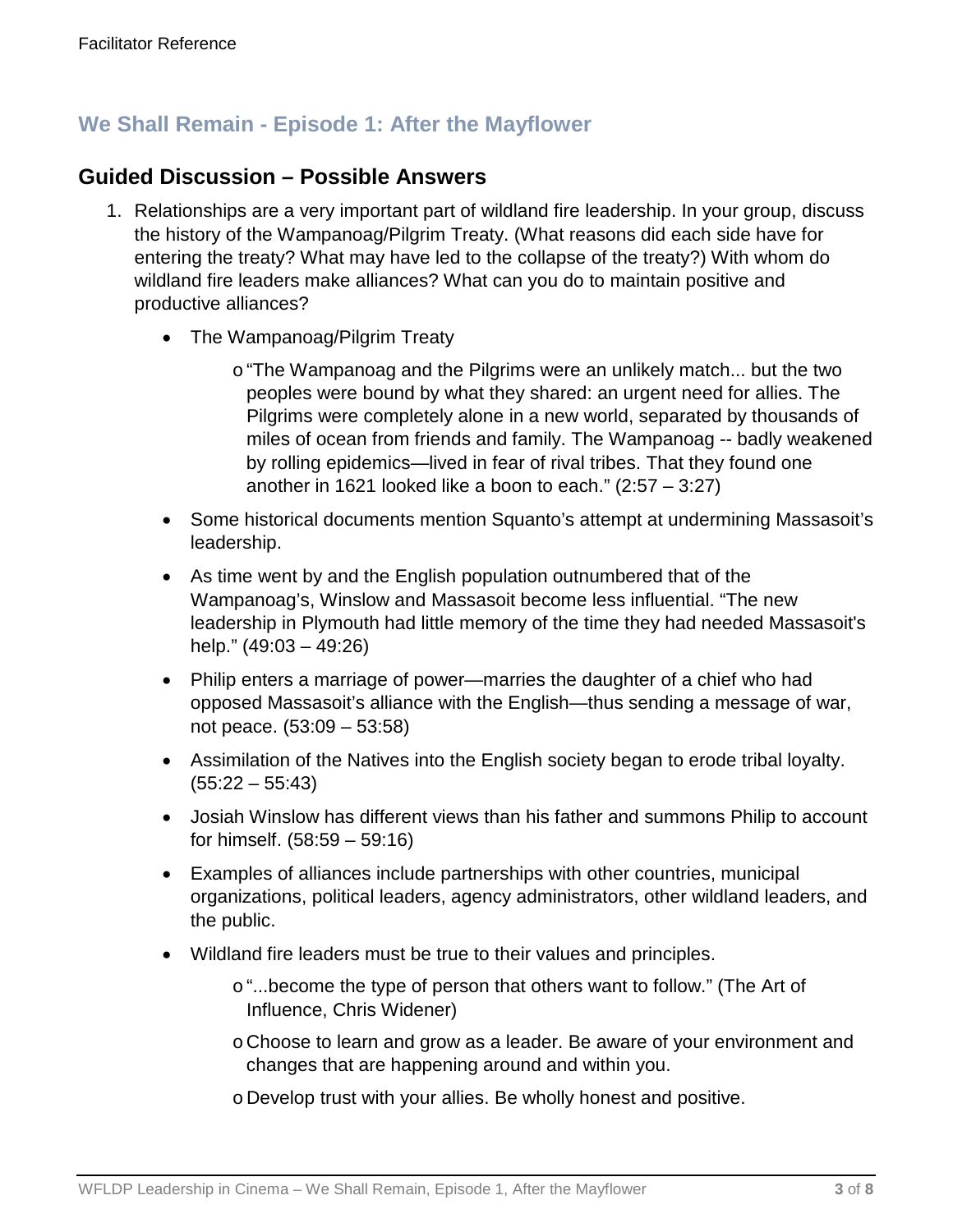## We Shall Remain - Episode 1: After the Mayflower

### Guided Discussion – Possible Answers

1. Relationships are a very important part of wildland fire leadership. In your group, discuss the history of the Wampanoag/Pilgrim Treaty. (What reasons did each side have for entering the treaty? What may have led to the collapse of the treaty?) With whom do wildland fire leaders make alliances? What can you do to maintain positive and productive alliances?

    - The Wampanoag/Pilgrim Treaty
        - "The Wampanoag and the Pilgrims were an unlikely match... but the two peoples were bound by what they shared: an urgent need for allies. The Pilgrims were completely alone in a new world, separated by thousands of miles of ocean from friends and family. The Wampanoag -- badly weakened by rolling epidemics—lived in fear of rival tribes. That they found one another in 1621 looked like a boon to each." (2:57 – 3:27)
    - Some historical documents mention Squanto's attempt at undermining Massasoit's leadership.
    - As time went by and the English population outnumbered that of the Wampanoag's, Winslow and Massasoit become less influential. "The new leadership in Plymouth had little memory of the time they had needed Massasoit's help." (49:03 – 49:26)
    - Philip enters a marriage of power—marries the daughter of a chief who had opposed Massasoit's alliance with the English—thus sending a message of war, not peace. (53:09 – 53:58)
    - Assimilation of the Natives into the English society began to erode tribal loyalty. (55:22 – 55:43)
    - Josiah Winslow has different views than his father and summons Philip to account for himself. (58:59 – 59:16)
    - Examples of alliances include partnerships with other countries, municipal organizations, political leaders, agency administrators, other wildland leaders, and the public.
    - Wildland fire leaders must be true to their values and principles.
        - "...become the type of person that others want to follow." (The Art of Influence, Chris Widener)
        - Choose to learn and grow as a leader. Be aware of your environment and changes that are happening around and within you.
        - Develop trust with your allies. Be wholly honest and positive.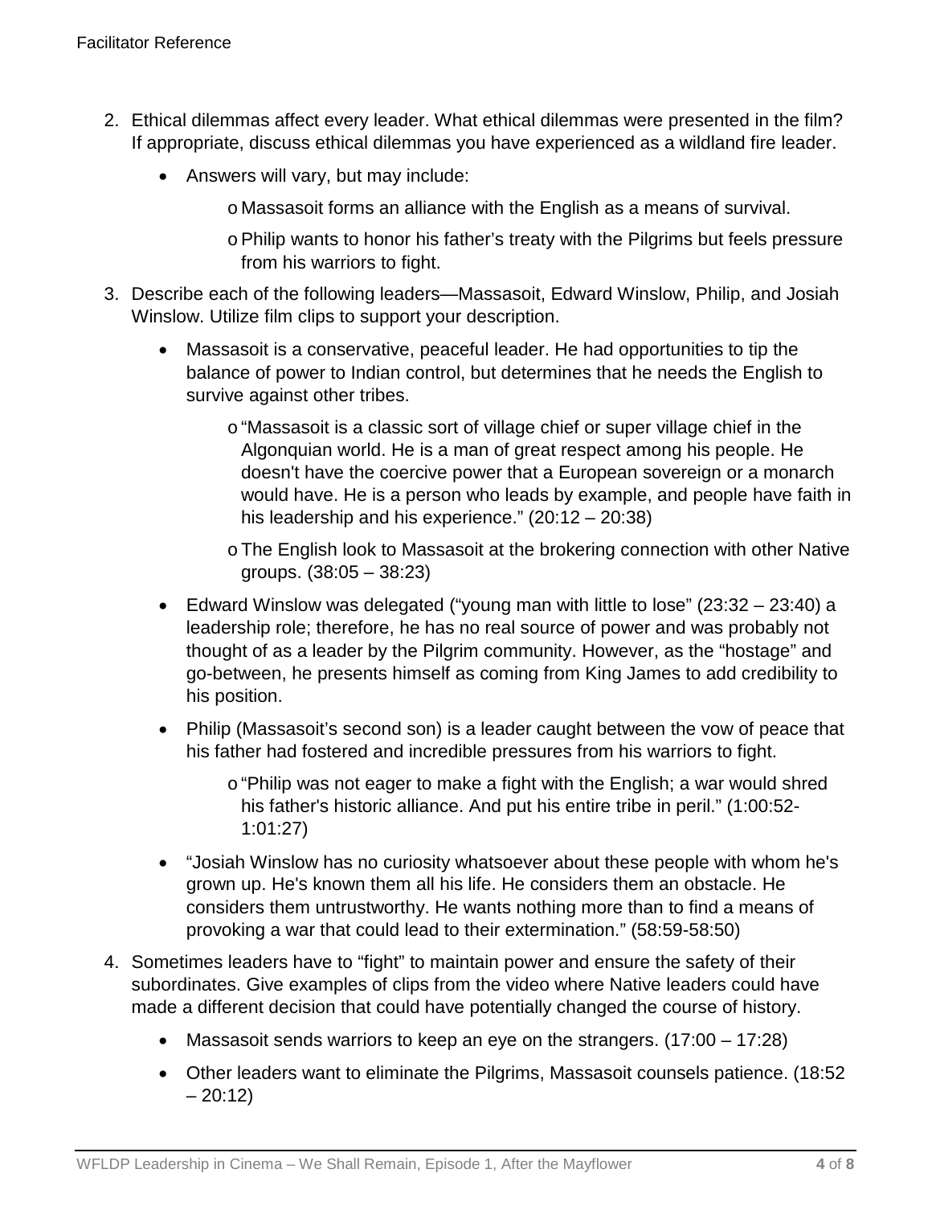2. Ethical dilemmas affect every leader. What ethical dilemmas were presented in the film? If appropriate, discuss ethical dilemmas you have experienced as a wildland fire leader.
   - Answers will vary, but may include:
     - Massasoit forms an alliance with the English as a means of survival.
     - Philip wants to honor his father's treaty with the Pilgrims but feels pressure from his warriors to fight.
3. Describe each of the following leaders—Massasoit, Edward Winslow, Philip, and Josiah Winslow. Utilize film clips to support your description.
   - Massasoit is a conservative, peaceful leader. He had opportunities to tip the balance of power to Indian control, but determines that he needs the English to survive against other tribes.
     - "Massasoit is a classic sort of village chief or super village chief in the Algonquian world. He is a man of great respect among his people. He doesn't have the coercive power that a European sovereign or a monarch would have. He is a person who leads by example, and people have faith in his leadership and his experience." (20:12 – 20:38)
     - The English look to Massasoit at the brokering connection with other Native groups. (38:05 – 38:23)
   - Edward Winslow was delegated ("young man with little to lose" (23:32 – 23:40) a leadership role; therefore, he has no real source of power and was probably not thought of as a leader by the Pilgrim community. However, as the "hostage" and go-between, he presents himself as coming from King James to add credibility to his position.
   - Philip (Massasoit's second son) is a leader caught between the vow of peace that his father had fostered and incredible pressures from his warriors to fight.
     - "Philip was not eager to make a fight with the English; a war would shred his father's historic alliance. And put his entire tribe in peril." (1:00:52-1:01:27)
   - "Josiah Winslow has no curiosity whatsoever about these people with whom he's grown up. He's known them all his life. He considers them an obstacle. He considers them untrustworthy. He wants nothing more than to find a means of provoking a war that could lead to their extermination." (58:59-58:50)
4. Sometimes leaders have to "fight" to maintain power and ensure the safety of their subordinates. Give examples of clips from the video where Native leaders could have made a different decision that could have potentially changed the course of history.
   - Massasoit sends warriors to keep an eye on the strangers. (17:00 – 17:28)
   - Other leaders want to eliminate the Pilgrims, Massasoit counsels patience. (18:52 – 20:12)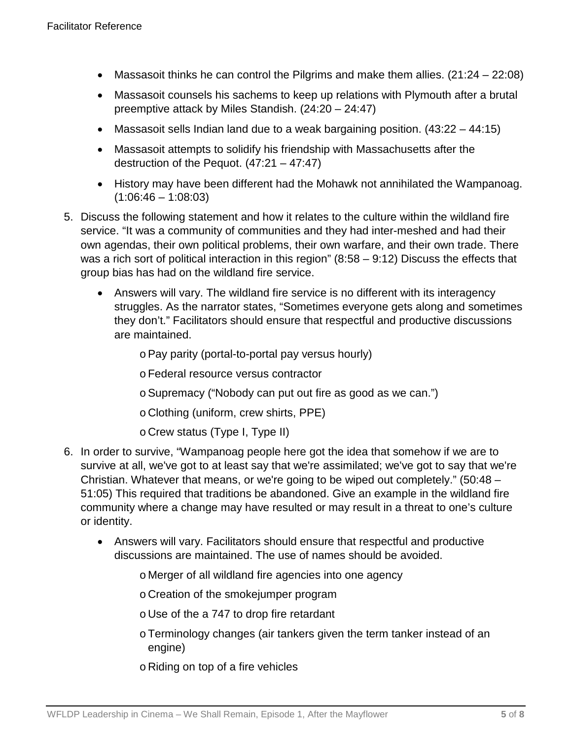- Massasoit thinks he can control the Pilgrims and make them allies. (21:24 – 22:08)
- Massasoit counsels his sachems to keep up relations with Plymouth after a brutal preemptive attack by Miles Standish. (24:20 – 24:47)
- Massasoit sells Indian land due to a weak bargaining position. (43:22 – 44:15)
- Massasoit attempts to solidify his friendship with Massachusetts after the destruction of the Pequot. (47:21 – 47:47)
- History may have been different had the Mohawk not annihilated the Wampanoag. (1:06:46 – 1:08:03)

5. Discuss the following statement and how it relates to the culture within the wildland fire service. "It was a community of communities and they had inter-meshed and had their own agendas, their own political problems, their own warfare, and their own trade. There was a rich sort of political interaction in this region" (8:58 – 9:12) Discuss the effects that group bias has had on the wildland fire service.
   - Answers will vary. The wildland fire service is no different with its interagency struggles. As the narrator states, "Sometimes everyone gets along and sometimes they don't." Facilitators should ensure that respectful and productive discussions are maintained.
     - Pay parity (portal-to-portal pay versus hourly)
     - Federal resource versus contractor
     - Supremacy ("Nobody can put out fire as good as we can.")
     - Clothing (uniform, crew shirts, PPE)
     - Crew status (Type I, Type II)

6. In order to survive, "Wampanoag people here got the idea that somehow if we are to survive at all, we've got to at least say that we're assimilated; we've got to say that we're Christian. Whatever that means, or we're going to be wiped out completely." (50:48 – 51:05) This required that traditions be abandoned. Give an example in the wildland fire community where a change may have resulted or may result in a threat to one's culture or identity.
   - Answers will vary. Facilitators should ensure that respectful and productive discussions are maintained. The use of names should be avoided.
     - Merger of all wildland fire agencies into one agency
     - Creation of the smokejumper program
     - Use of the a 747 to drop fire retardant
     - Terminology changes (air tankers given the term tanker instead of an engine)
     - Riding on top of a fire vehicles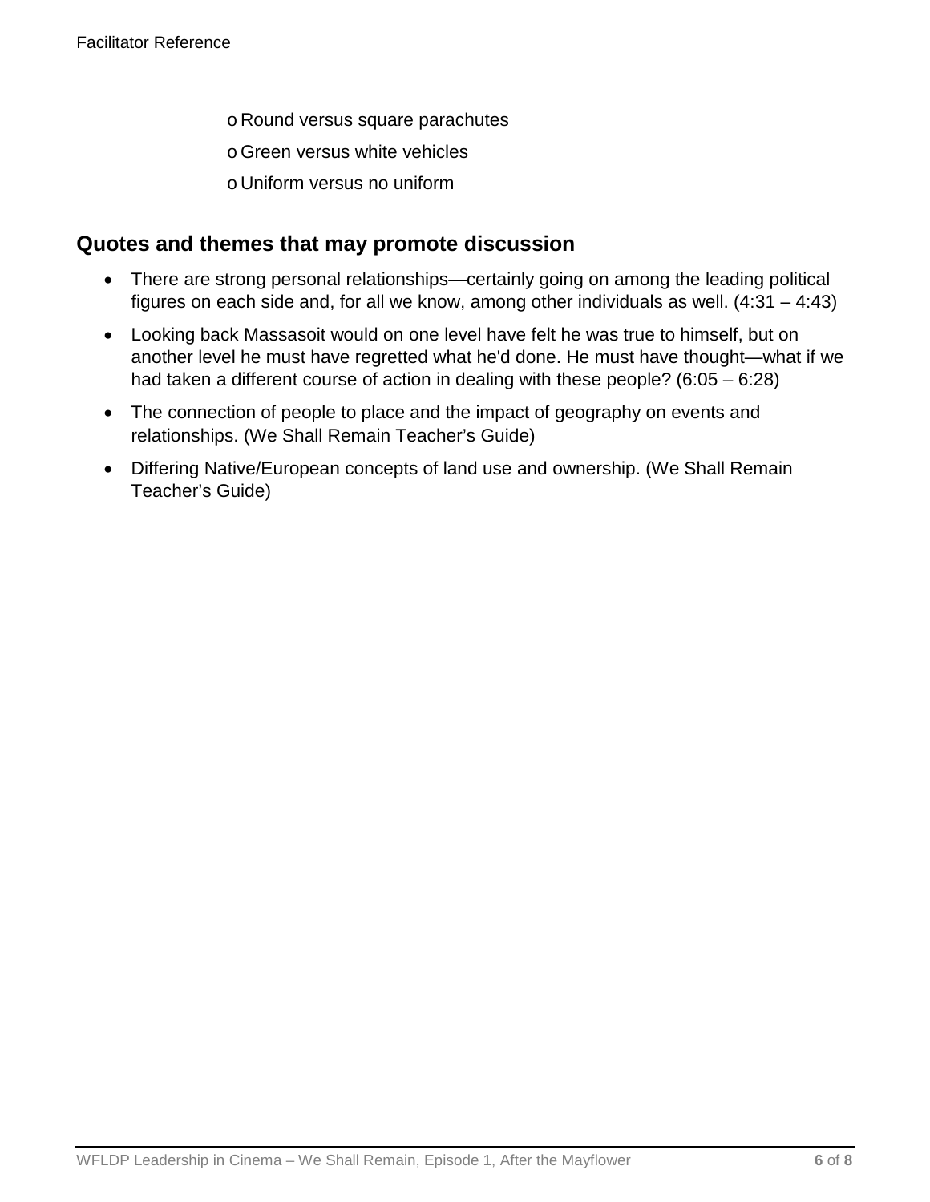- Round versus square parachutes
- Green versus white vehicles
- Uniform versus no uniform

## Quotes and themes that may promote discussion

- There are strong personal relationships—certainly going on among the leading political figures on each side and, for all we know, among other individuals as well. (4:31 – 4:43)
- Looking back Massasoit would on one level have felt he was true to himself, but on another level he must have regretted what he'd done. He must have thought—what if we had taken a different course of action in dealing with these people? (6:05 – 6:28)
- The connection of people to place and the impact of geography on events and relationships. (We Shall Remain Teacher's Guide)
- Differing Native/European concepts of land use and ownership. (We Shall Remain Teacher's Guide)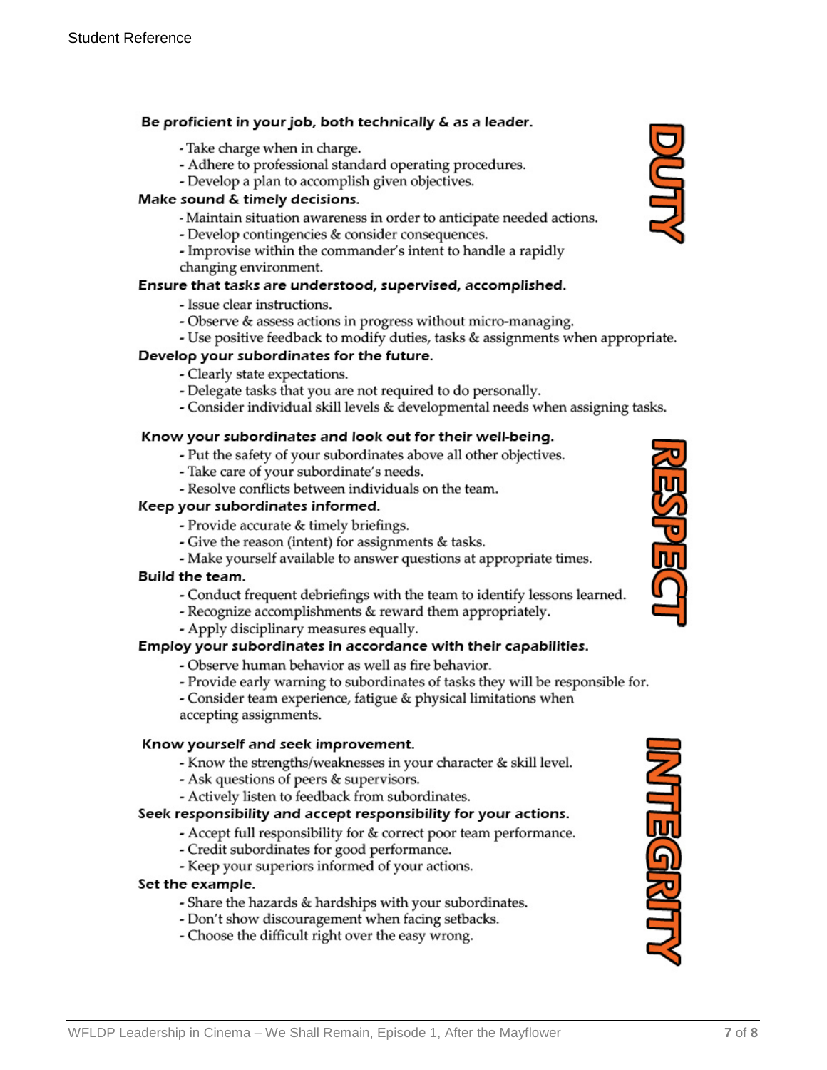## DUTY

**Be proficient in your job, both technically & as a leader.**

- Take charge when in charge.
- Adhere to professional standard operating procedures.
- Develop a plan to accomplish given objectives.

**Make sound & timely decisions.**

- Maintain situation awareness in order to anticipate needed actions.
- Develop contingencies & consider consequences.
- Improvise within the commander's intent to handle a rapidly changing environment.

**Ensure that tasks are understood, supervised, accomplished.**

- Issue clear instructions.
- Observe & assess actions in progress without micro-managing.
- Use positive feedback to modify duties, tasks & assignments when appropriate.

**Develop your subordinates for the future.**

- Clearly state expectations.
- Delegate tasks that you are not required to do personally.
- Consider individual skill levels & developmental needs when assigning tasks.

## RESPECT

**Know your subordinates and look out for their well-being.**

- Put the safety of your subordinates above all other objectives.
- Take care of your subordinate's needs.
- Resolve conflicts between individuals on the team.

**Keep your subordinates informed.**

- Provide accurate & timely briefings.
- Give the reason (intent) for assignments & tasks.
- Make yourself available to answer questions at appropriate times.

**Build the team.**

- Conduct frequent debriefings with the team to identify lessons learned.
- Recognize accomplishments & reward them appropriately.
- Apply disciplinary measures equally.

**Employ your subordinates in accordance with their capabilities.**

- Observe human behavior as well as fire behavior.
- Provide early warning to subordinates of tasks they will be responsible for.
- Consider team experience, fatigue & physical limitations when accepting assignments.

## INTEGRITY

**Know yourself and seek improvement.**

- Know the strengths/weaknesses in your character & skill level.
- Ask questions of peers & supervisors.
- Actively listen to feedback from subordinates.

**Seek responsibility and accept responsibility for your actions.**

- Accept full responsibility for & correct poor team performance.
- Credit subordinates for good performance.
- Keep your superiors informed of your actions.

**Set the example.**

- Share the hazards & hardships with your subordinates.
- Don't show discouragement when facing setbacks.
- Choose the difficult right over the easy wrong.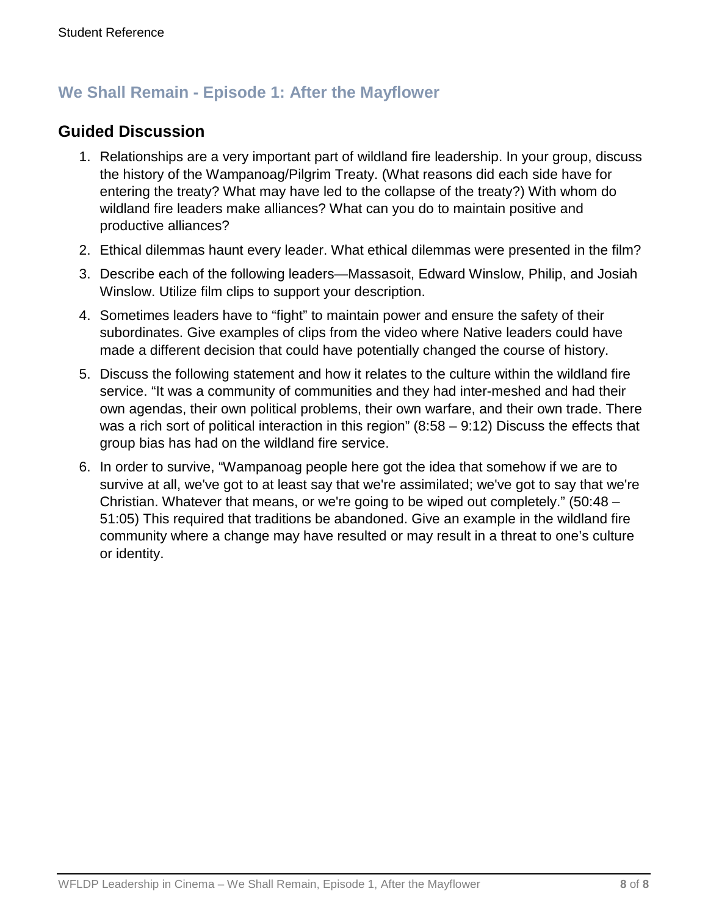## We Shall Remain - Episode 1: After the Mayflower

## Guided Discussion

1. Relationships are a very important part of wildland fire leadership. In your group, discuss the history of the Wampanoag/Pilgrim Treaty. (What reasons did each side have for entering the treaty? What may have led to the collapse of the treaty?) With whom do wildland fire leaders make alliances? What can you do to maintain positive and productive alliances?
2. Ethical dilemmas haunt every leader. What ethical dilemmas were presented in the film?
3. Describe each of the following leaders—Massasoit, Edward Winslow, Philip, and Josiah Winslow. Utilize film clips to support your description.
4. Sometimes leaders have to "fight" to maintain power and ensure the safety of their subordinates. Give examples of clips from the video where Native leaders could have made a different decision that could have potentially changed the course of history.
5. Discuss the following statement and how it relates to the culture within the wildland fire service. "It was a community of communities and they had inter-meshed and had their own agendas, their own political problems, their own warfare, and their own trade. There was a rich sort of political interaction in this region" (8:58 – 9:12) Discuss the effects that group bias has had on the wildland fire service.
6. In order to survive, "Wampanoag people here got the idea that somehow if we are to survive at all, we've got to at least say that we're assimilated; we've got to say that we're Christian. Whatever that means, or we're going to be wiped out completely." (50:48 – 51:05) This required that traditions be abandoned. Give an example in the wildland fire community where a change may have resulted or may result in a threat to one's culture or identity.